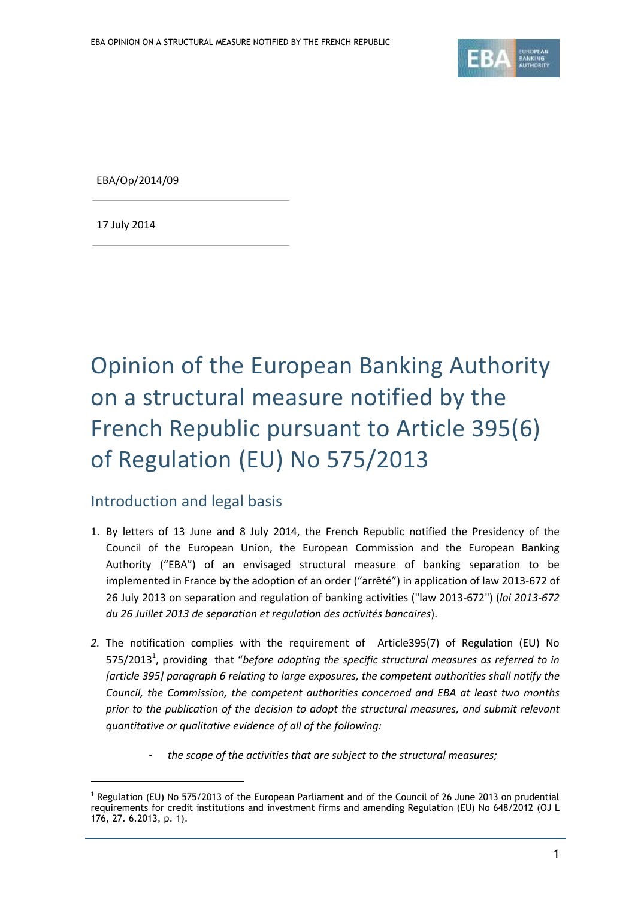EBA/Op/2014/09

17 July 2014

# Opinion of the European Banking Authority on a structural measure notified by the French Republic pursuant to Article 395(6) of Regulation (EU) No 575/2013

## Introduction and legal basis

1. By letters of 13 June and 8 July 2014, the French Republic notified the Presidency of the Council of the European Union, the European Commission and the European Banking Authority ("EBA") of an envisaged structural measure of banking separation to be implemented in France by the adoption of an order ("arrêté") in application of law 2013-672 of 26 July 2013 on separation and regulation of banking activities ("law 2013-672") (*loi 2013-672 du 26 Juillet 2013 de separation et regulation des activités bancaires*).

2. The notification complies with the requirement of Article395(7) of Regulation (EU) No 575/2013[1], providing that "*before adopting the specific structural measures as referred to in [article 395] paragraph 6 relating to large exposures, the competent authorities shall notify the Council, the Commission, the competent authorities concerned and EBA at least two months prior to the publication of the decision to adopt the structural measures, and submit relevant quantitative or qualitative evidence of all of the following:*

   - *the scope of the activities that are subject to the structural measures;*

[1] Regulation (EU) No 575/2013 of the European Parliament and of the Council of 26 June 2013 on prudential requirements for credit institutions and investment firms and amending Regulation (EU) No 648/2012 (OJ L 176, 27. 6.2013, p. 1).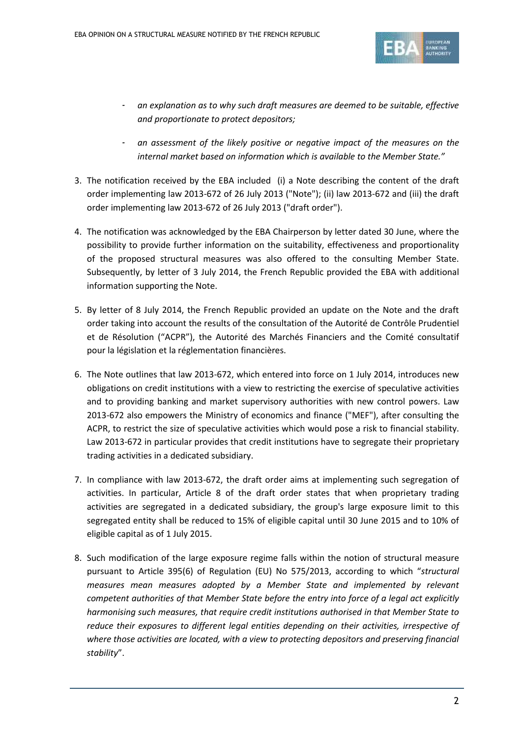- *an explanation as to why such draft measures are deemed to be suitable, effective and proportionate to protect depositors;*
- *an assessment of the likely positive or negative impact of the measures on the internal market based on information which is available to the Member State."*

3. The notification received by the EBA included (i) a Note describing the content of the draft order implementing law 2013-672 of 26 July 2013 ("Note"); (ii) law 2013-672 and (iii) the draft order implementing law 2013-672 of 26 July 2013 ("draft order").

4. The notification was acknowledged by the EBA Chairperson by letter dated 30 June, where the possibility to provide further information on the suitability, effectiveness and proportionality of the proposed structural measures was also offered to the consulting Member State. Subsequently, by letter of 3 July 2014, the French Republic provided the EBA with additional information supporting the Note.

5. By letter of 8 July 2014, the French Republic provided an update on the Note and the draft order taking into account the results of the consultation of the Autorité de Contrôle Prudentiel et de Résolution ("ACPR"), the Autorité des Marchés Financiers and the Comité consultatif pour la législation et la réglementation financières.

6. The Note outlines that law 2013-672, which entered into force on 1 July 2014, introduces new obligations on credit institutions with a view to restricting the exercise of speculative activities and to providing banking and market supervisory authorities with new control powers. Law 2013-672 also empowers the Ministry of economics and finance ("MEF"), after consulting the ACPR, to restrict the size of speculative activities which would pose a risk to financial stability. Law 2013-672 in particular provides that credit institutions have to segregate their proprietary trading activities in a dedicated subsidiary.

7. In compliance with law 2013-672, the draft order aims at implementing such segregation of activities. In particular, Article 8 of the draft order states that when proprietary trading activities are segregated in a dedicated subsidiary, the group's large exposure limit to this segregated entity shall be reduced to 15% of eligible capital until 30 June 2015 and to 10% of eligible capital as of 1 July 2015.

8. Such modification of the large exposure regime falls within the notion of structural measure pursuant to Article 395(6) of Regulation (EU) No 575/2013, according to which "*structural measures mean measures adopted by a Member State and implemented by relevant competent authorities of that Member State before the entry into force of a legal act explicitly harmonising such measures, that require credit institutions authorised in that Member State to reduce their exposures to different legal entities depending on their activities, irrespective of where those activities are located, with a view to protecting depositors and preserving financial stability*".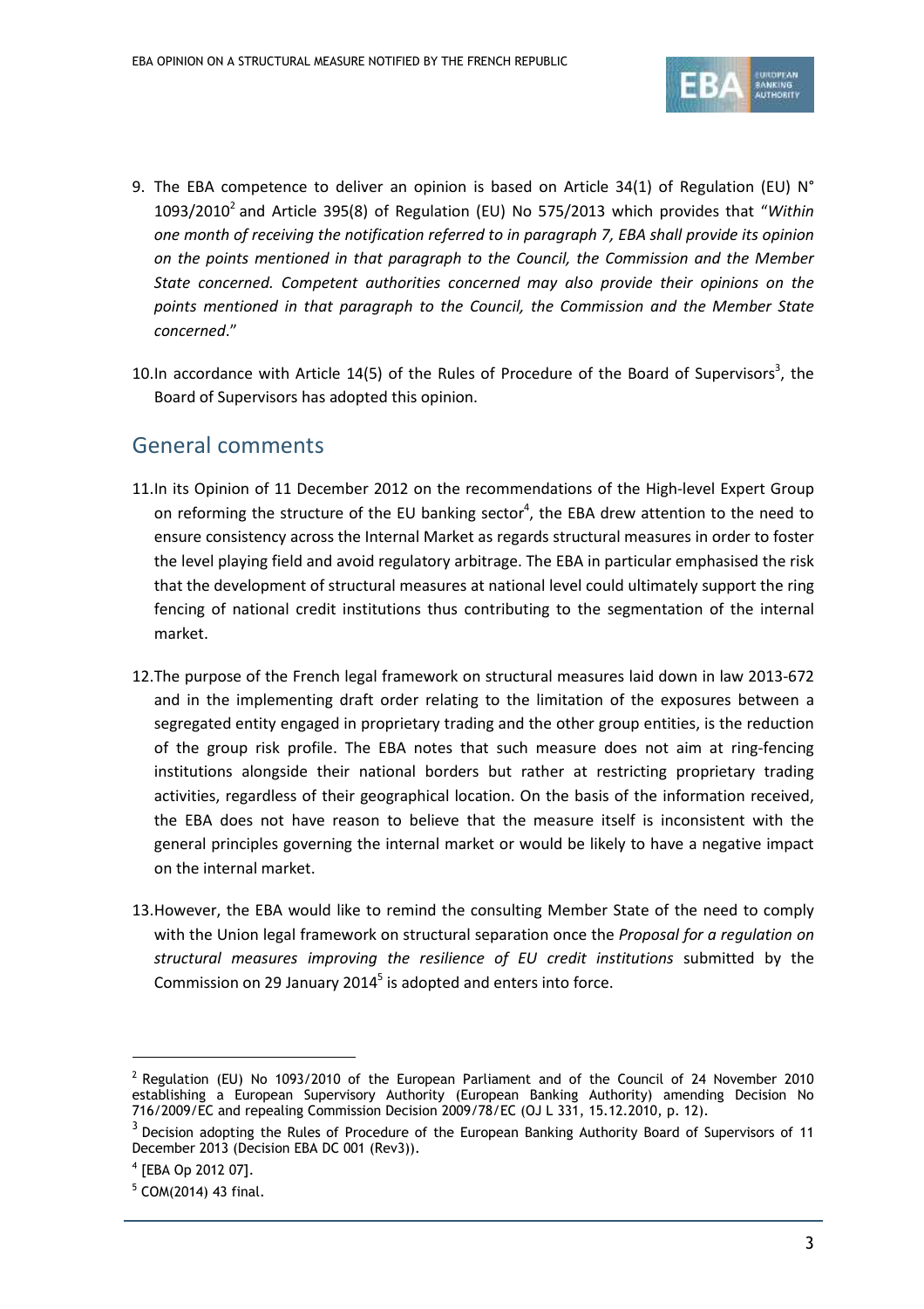9. The EBA competence to deliver an opinion is based on Article 34(1) of Regulation (EU) N° 1093/2010[2] and Article 395(8) of Regulation (EU) No 575/2013 which provides that "*Within one month of receiving the notification referred to in paragraph 7, EBA shall provide its opinion on the points mentioned in that paragraph to the Council, the Commission and the Member State concerned. Competent authorities concerned may also provide their opinions on the points mentioned in that paragraph to the Council, the Commission and the Member State concerned.*"

10. In accordance with Article 14(5) of the Rules of Procedure of the Board of Supervisors[3], the Board of Supervisors has adopted this opinion.

## General comments

11. In its Opinion of 11 December 2012 on the recommendations of the High-level Expert Group on reforming the structure of the EU banking sector[4], the EBA drew attention to the need to ensure consistency across the Internal Market as regards structural measures in order to foster the level playing field and avoid regulatory arbitrage. The EBA in particular emphasised the risk that the development of structural measures at national level could ultimately support the ring fencing of national credit institutions thus contributing to the segmentation of the internal market.

12. The purpose of the French legal framework on structural measures laid down in law 2013-672 and in the implementing draft order relating to the limitation of the exposures between a segregated entity engaged in proprietary trading and the other group entities, is the reduction of the group risk profile. The EBA notes that such measure does not aim at ring-fencing institutions alongside their national borders but rather at restricting proprietary trading activities, regardless of their geographical location. On the basis of the information received, the EBA does not have reason to believe that the measure itself is inconsistent with the general principles governing the internal market or would be likely to have a negative impact on the internal market.

13. However, the EBA would like to remind the consulting Member State of the need to comply with the Union legal framework on structural separation once the *Proposal for a regulation on structural measures improving the resilience of EU credit institutions* submitted by the Commission on 29 January 2014[5] is adopted and enters into force.

---

[2] Regulation (EU) No 1093/2010 of the European Parliament and of the Council of 24 November 2010 establishing a European Supervisory Authority (European Banking Authority) amending Decision No 716/2009/EC and repealing Commission Decision 2009/78/EC (OJ L 331, 15.12.2010, p. 12).

[3] Decision adopting the Rules of Procedure of the European Banking Authority Board of Supervisors of 11 December 2013 (Decision EBA DC 001 (Rev3)).

[4] [EBA Op 2012 07].

[5] COM(2014) 43 final.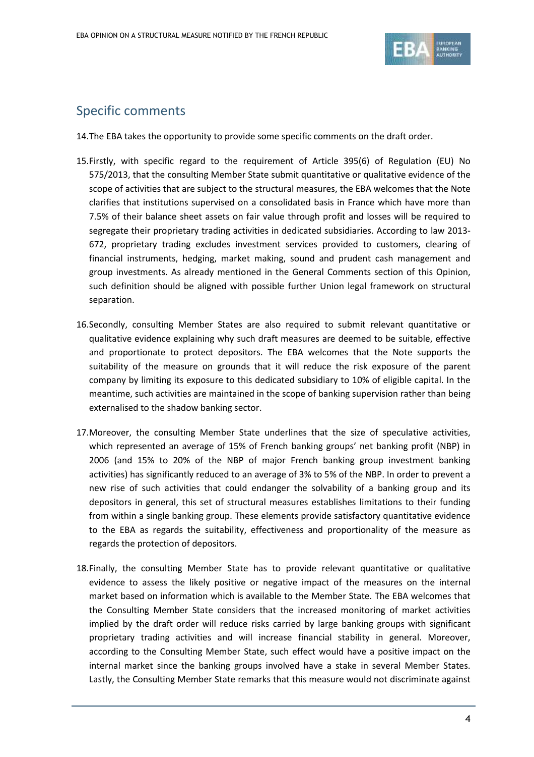## Specific comments

14. The EBA takes the opportunity to provide some specific comments on the draft order.

15. Firstly, with specific regard to the requirement of Article 395(6) of Regulation (EU) No 575/2013, that the consulting Member State submit quantitative or qualitative evidence of the scope of activities that are subject to the structural measures, the EBA welcomes that the Note clarifies that institutions supervised on a consolidated basis in France which have more than 7.5% of their balance sheet assets on fair value through profit and losses will be required to segregate their proprietary trading activities in dedicated subsidiaries. According to law 2013-672, proprietary trading excludes investment services provided to customers, clearing of financial instruments, hedging, market making, sound and prudent cash management and group investments. As already mentioned in the General Comments section of this Opinion, such definition should be aligned with possible further Union legal framework on structural separation.

16. Secondly, consulting Member States are also required to submit relevant quantitative or qualitative evidence explaining why such draft measures are deemed to be suitable, effective and proportionate to protect depositors. The EBA welcomes that the Note supports the suitability of the measure on grounds that it will reduce the risk exposure of the parent company by limiting its exposure to this dedicated subsidiary to 10% of eligible capital. In the meantime, such activities are maintained in the scope of banking supervision rather than being externalised to the shadow banking sector.

17. Moreover, the consulting Member State underlines that the size of speculative activities, which represented an average of 15% of French banking groups' net banking profit (NBP) in 2006 (and 15% to 20% of the NBP of major French banking group investment banking activities) has significantly reduced to an average of 3% to 5% of the NBP. In order to prevent a new rise of such activities that could endanger the solvability of a banking group and its depositors in general, this set of structural measures establishes limitations to their funding from within a single banking group. These elements provide satisfactory quantitative evidence to the EBA as regards the suitability, effectiveness and proportionality of the measure as regards the protection of depositors.

18. Finally, the consulting Member State has to provide relevant quantitative or qualitative evidence to assess the likely positive or negative impact of the measures on the internal market based on information which is available to the Member State. The EBA welcomes that the Consulting Member State considers that the increased monitoring of market activities implied by the draft order will reduce risks carried by large banking groups with significant proprietary trading activities and will increase financial stability in general. Moreover, according to the Consulting Member State, such effect would have a positive impact on the internal market since the banking groups involved have a stake in several Member States. Lastly, the Consulting Member State remarks that this measure would not discriminate against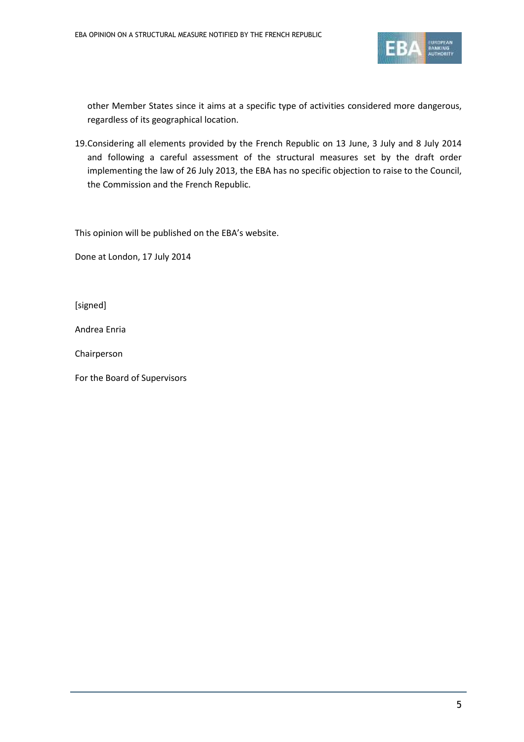other Member States since it aims at a specific type of activities considered more dangerous, regardless of its geographical location.

19. Considering all elements provided by the French Republic on 13 June, 3 July and 8 July 2014 and following a careful assessment of the structural measures set by the draft order implementing the law of 26 July 2013, the EBA has no specific objection to raise to the Council, the Commission and the French Republic.

This opinion will be published on the EBA's website.

Done at London, 17 July 2014

[signed]

Andrea Enria

Chairperson

For the Board of Supervisors